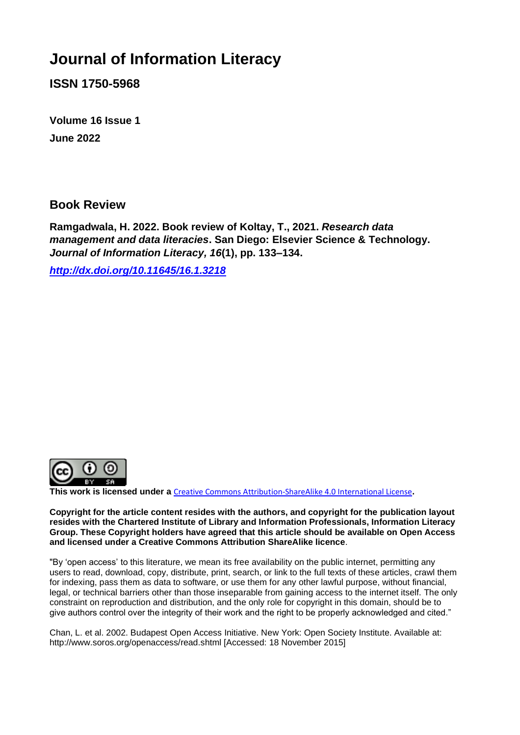# Journal of Information Literacy

**ISSN 1750-5968**

**Volume 16 Issue 1**

**June 2022**

## Book Review

**Ramgadwala, H. 2022. Book review of Koltay, T., 2021. *Research data management and data literacies*. San Diego: Elsevier Science & Technology. *Journal of Information Literacy, 16*(1), pp. 133–134.**

***http://dx.doi.org/10.11645/16.1.3218***

**This work is licensed under a** Creative Commons Attribution-ShareAlike 4.0 International License**.**

**Copyright for the article content resides with the authors, and copyright for the publication layout resides with the Chartered Institute of Library and Information Professionals, Information Literacy Group. These Copyright holders have agreed that this article should be available on Open Access and licensed under a Creative Commons Attribution ShareAlike licence**.

"By 'open access' to this literature, we mean its free availability on the public internet, permitting any users to read, download, copy, distribute, print, search, or link to the full texts of these articles, crawl them for indexing, pass them as data to software, or use them for any other lawful purpose, without financial, legal, or technical barriers other than those inseparable from gaining access to the internet itself. The only constraint on reproduction and distribution, and the only role for copyright in this domain, should be to give authors control over the integrity of their work and the right to be properly acknowledged and cited."

Chan, L. et al. 2002. Budapest Open Access Initiative. New York: Open Society Institute. Available at: http://www.soros.org/openaccess/read.shtml [Accessed: 18 November 2015]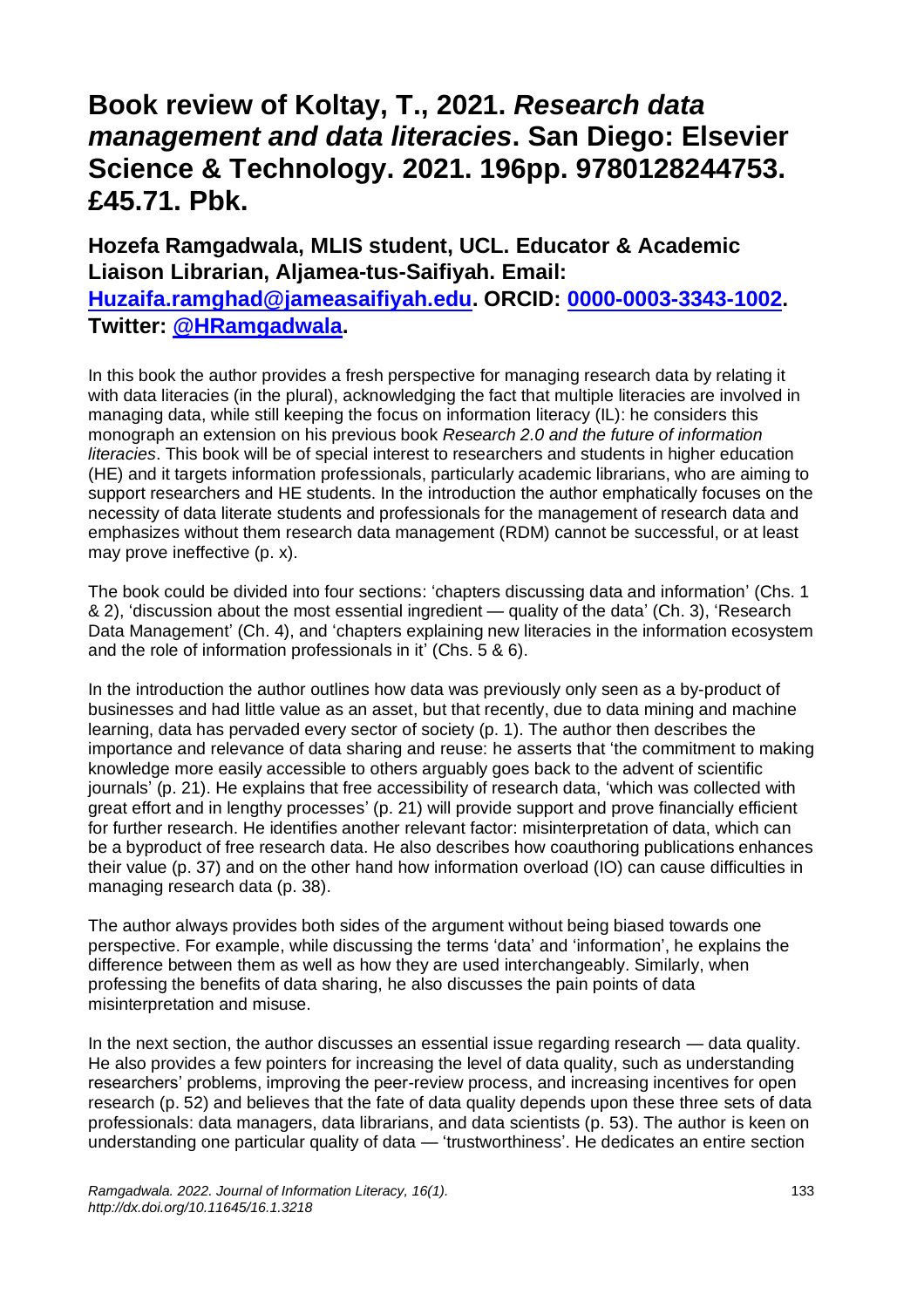# Book review of Koltay, T., 2021. *Research data management and data literacies*. San Diego: Elsevier Science & Technology. 2021. 196pp. 9780128244753. £45.71. Pbk.

## Hozefa Ramgadwala, MLIS student, UCL. Educator & Academic Liaison Librarian, Aljamea-tus-Saifiyah. Email: [Huzaifa.ramghad@jameasaifiyah.edu](mailto:Huzaifa.ramghad@jameasaifiyah.edu). ORCID: [0000-0003-3343-1002](https://orcid.org/0000-0003-3343-1002). Twitter: [@HRamgadwala](https://twitter.com/HRamgadwala).

In this book the author provides a fresh perspective for managing research data by relating it with data literacies (in the plural), acknowledging the fact that multiple literacies are involved in managing data, while still keeping the focus on information literacy (IL): he considers this monograph an extension on his previous book *Research 2.0 and the future of information literacies*. This book will be of special interest to researchers and students in higher education (HE) and it targets information professionals, particularly academic librarians, who are aiming to support researchers and HE students. In the introduction the author emphatically focuses on the necessity of data literate students and professionals for the management of research data and emphasizes without them research data management (RDM) cannot be successful, or at least may prove ineffective (p. x).

The book could be divided into four sections: 'chapters discussing data and information' (Chs. 1 & 2), 'discussion about the most essential ingredient — quality of the data' (Ch. 3), 'Research Data Management' (Ch. 4), and 'chapters explaining new literacies in the information ecosystem and the role of information professionals in it' (Chs. 5 & 6).

In the introduction the author outlines how data was previously only seen as a by-product of businesses and had little value as an asset, but that recently, due to data mining and machine learning, data has pervaded every sector of society (p. 1). The author then describes the importance and relevance of data sharing and reuse: he asserts that 'the commitment to making knowledge more easily accessible to others arguably goes back to the advent of scientific journals' (p. 21). He explains that free accessibility of research data, 'which was collected with great effort and in lengthy processes' (p. 21) will provide support and prove financially efficient for further research. He identifies another relevant factor: misinterpretation of data, which can be a byproduct of free research data. He also describes how coauthoring publications enhances their value (p. 37) and on the other hand how information overload (IO) can cause difficulties in managing research data (p. 38).

The author always provides both sides of the argument without being biased towards one perspective. For example, while discussing the terms 'data' and 'information', he explains the difference between them as well as how they are used interchangeably. Similarly, when professing the benefits of data sharing, he also discusses the pain points of data misinterpretation and misuse.

In the next section, the author discusses an essential issue regarding research — data quality. He also provides a few pointers for increasing the level of data quality, such as understanding researchers' problems, improving the peer-review process, and increasing incentives for open research (p. 52) and believes that the fate of data quality depends upon these three sets of data professionals: data managers, data librarians, and data scientists (p. 53). The author is keen on understanding one particular quality of data — 'trustworthiness'. He dedicates an entire section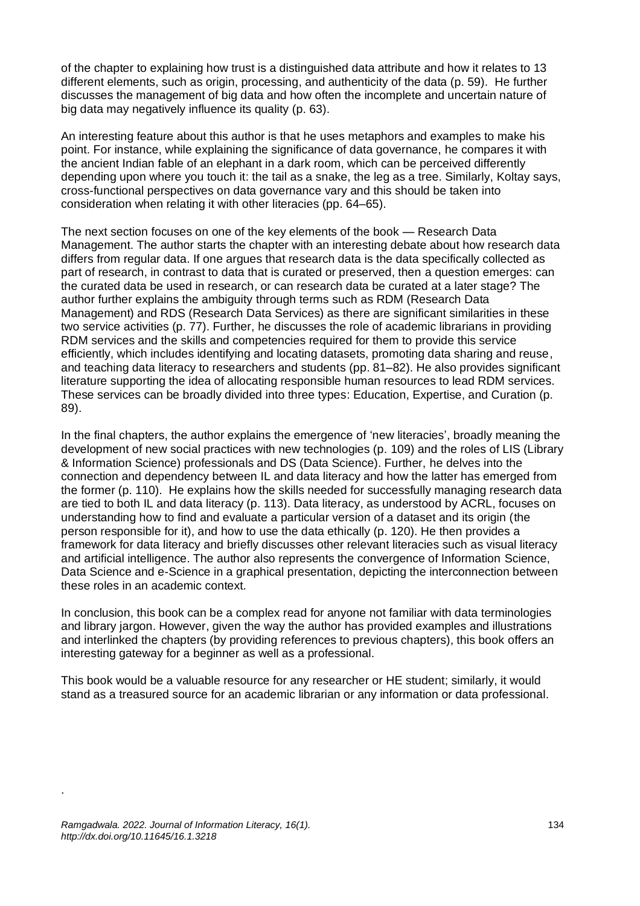of the chapter to explaining how trust is a distinguished data attribute and how it relates to 13 different elements, such as origin, processing, and authenticity of the data (p. 59). He further discusses the management of big data and how often the incomplete and uncertain nature of big data may negatively influence its quality (p. 63).

An interesting feature about this author is that he uses metaphors and examples to make his point. For instance, while explaining the significance of data governance, he compares it with the ancient Indian fable of an elephant in a dark room, which can be perceived differently depending upon where you touch it: the tail as a snake, the leg as a tree. Similarly, Koltay says, cross-functional perspectives on data governance vary and this should be taken into consideration when relating it with other literacies (pp. 64–65).

The next section focuses on one of the key elements of the book — Research Data Management. The author starts the chapter with an interesting debate about how research data differs from regular data. If one argues that research data is the data specifically collected as part of research, in contrast to data that is curated or preserved, then a question emerges: can the curated data be used in research, or can research data be curated at a later stage? The author further explains the ambiguity through terms such as RDM (Research Data Management) and RDS (Research Data Services) as there are significant similarities in these two service activities (p. 77). Further, he discusses the role of academic librarians in providing RDM services and the skills and competencies required for them to provide this service efficiently, which includes identifying and locating datasets, promoting data sharing and reuse, and teaching data literacy to researchers and students (pp. 81–82). He also provides significant literature supporting the idea of allocating responsible human resources to lead RDM services. These services can be broadly divided into three types: Education, Expertise, and Curation (p. 89).

In the final chapters, the author explains the emergence of 'new literacies', broadly meaning the development of new social practices with new technologies (p. 109) and the roles of LIS (Library & Information Science) professionals and DS (Data Science). Further, he delves into the connection and dependency between IL and data literacy and how the latter has emerged from the former (p. 110). He explains how the skills needed for successfully managing research data are tied to both IL and data literacy (p. 113). Data literacy, as understood by ACRL, focuses on understanding how to find and evaluate a particular version of a dataset and its origin (the person responsible for it), and how to use the data ethically (p. 120). He then provides a framework for data literacy and briefly discusses other relevant literacies such as visual literacy and artificial intelligence. The author also represents the convergence of Information Science, Data Science and e-Science in a graphical presentation, depicting the interconnection between these roles in an academic context.

In conclusion, this book can be a complex read for anyone not familiar with data terminologies and library jargon. However, given the way the author has provided examples and illustrations and interlinked the chapters (by providing references to previous chapters), this book offers an interesting gateway for a beginner as well as a professional.

This book would be a valuable resource for any researcher or HE student; similarly, it would stand as a treasured source for an academic librarian or any information or data professional.